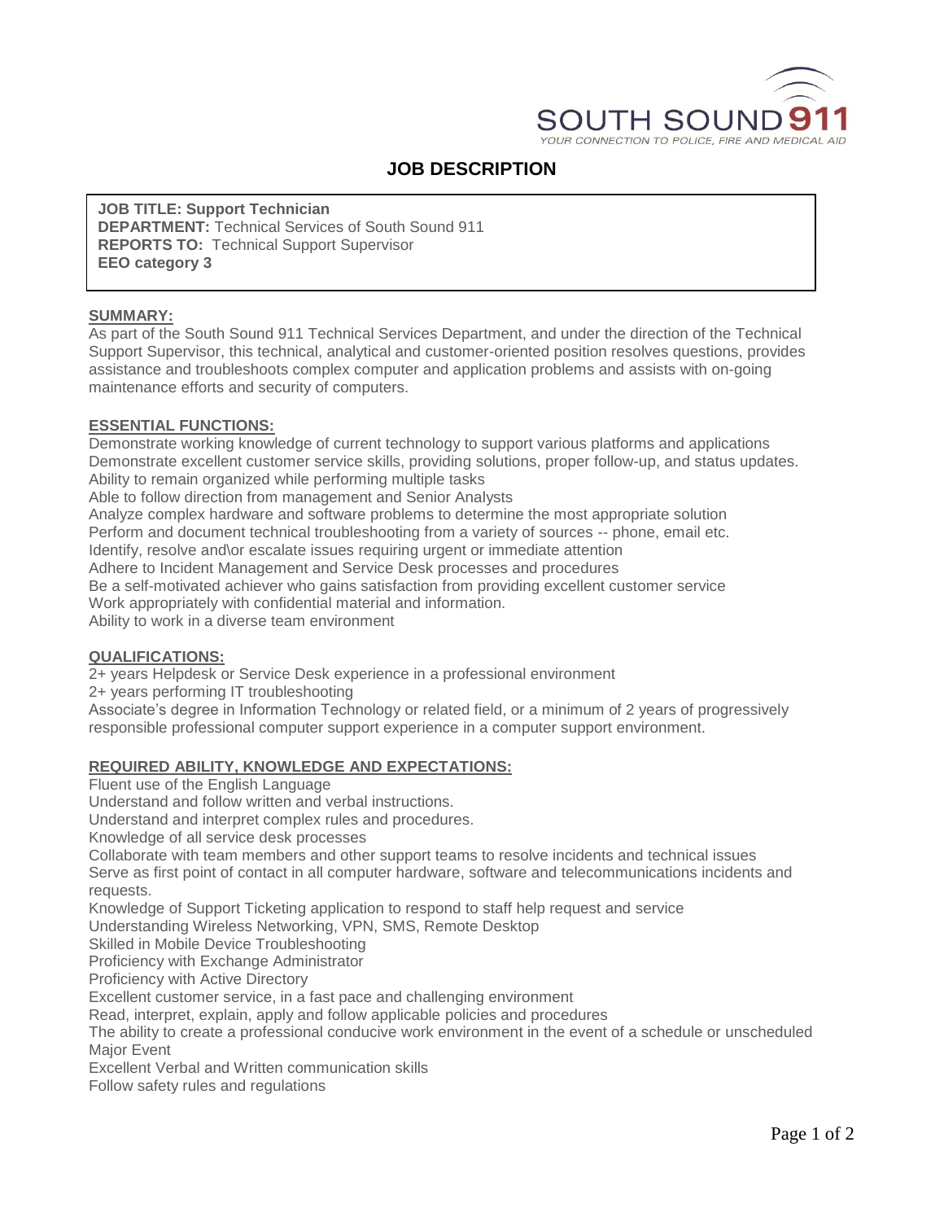SOUTH SOUND 911

YOUR CONNECTION TO POLICE, FIRE AND MEDICAL AID

# JOB DESCRIPTION

**JOB TITLE: Support Technician**
**DEPARTMENT:** Technical Services of South Sound 911
**REPORTS TO:** Technical Support Supervisor
**EEO category 3**

## SUMMARY:

As part of the South Sound 911 Technical Services Department, and under the direction of the Technical Support Supervisor, this technical, analytical and customer-oriented position resolves questions, provides assistance and troubleshoots complex computer and application problems and assists with on-going maintenance efforts and security of computers.

## ESSENTIAL FUNCTIONS:

Demonstrate working knowledge of current technology to support various platforms and applications
Demonstrate excellent customer service skills, providing solutions, proper follow-up, and status updates.
Ability to remain organized while performing multiple tasks
Able to follow direction from management and Senior Analysts
Analyze complex hardware and software problems to determine the most appropriate solution
Perform and document technical troubleshooting from a variety of sources -- phone, email etc.
Identify, resolve and\or escalate issues requiring urgent or immediate attention
Adhere to Incident Management and Service Desk processes and procedures
Be a self-motivated achiever who gains satisfaction from providing excellent customer service
Work appropriately with confidential material and information.
Ability to work in a diverse team environment

## QUALIFICATIONS:

2+ years Helpdesk or Service Desk experience in a professional environment
2+ years performing IT troubleshooting
Associate's degree in Information Technology or related field, or a minimum of 2 years of progressively responsible professional computer support experience in a computer support environment.

## REQUIRED ABILITY, KNOWLEDGE AND EXPECTATIONS:

Fluent use of the English Language
Understand and follow written and verbal instructions.
Understand and interpret complex rules and procedures.
Knowledge of all service desk processes
Collaborate with team members and other support teams to resolve incidents and technical issues
Serve as first point of contact in all computer hardware, software and telecommunications incidents and requests.
Knowledge of Support Ticketing application to respond to staff help request and service
Understanding Wireless Networking, VPN, SMS, Remote Desktop
Skilled in Mobile Device Troubleshooting
Proficiency with Exchange Administrator
Proficiency with Active Directory
Excellent customer service, in a fast pace and challenging environment
Read, interpret, explain, apply and follow applicable policies and procedures
The ability to create a professional conducive work environment in the event of a schedule or unscheduled Major Event
Excellent Verbal and Written communication skills
Follow safety rules and regulations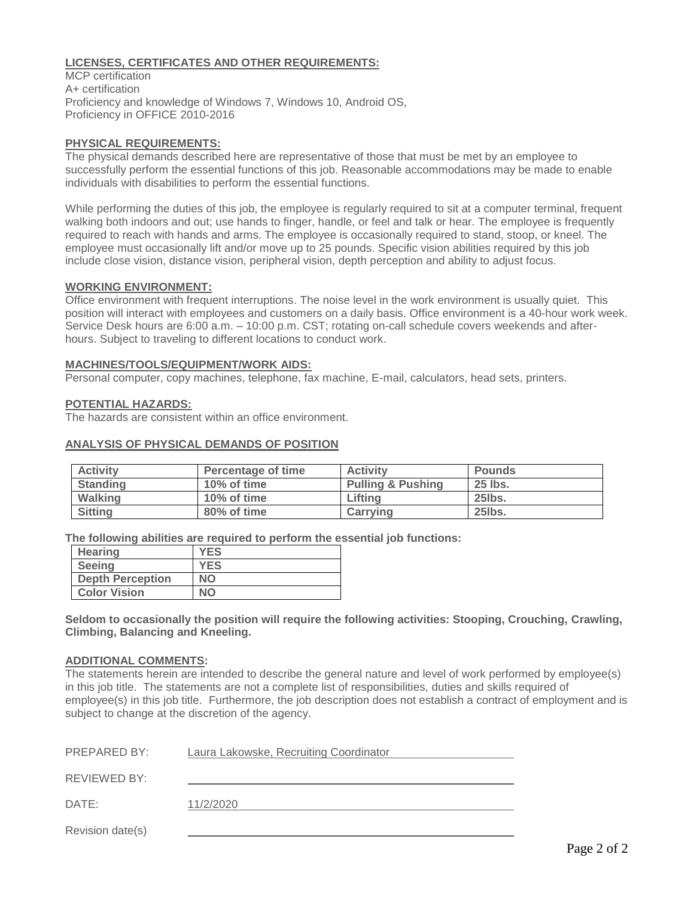## LICENSES, CERTIFICATES AND OTHER REQUIREMENTS:

MCP certification
A+ certification
Proficiency and knowledge of Windows 7, Windows 10, Android OS,
Proficiency in OFFICE 2010-2016

## PHYSICAL REQUIREMENTS:

The physical demands described here are representative of those that must be met by an employee to successfully perform the essential functions of this job. Reasonable accommodations may be made to enable individuals with disabilities to perform the essential functions.

While performing the duties of this job, the employee is regularly required to sit at a computer terminal, frequent walking both indoors and out; use hands to finger, handle, or feel and talk or hear. The employee is frequently required to reach with hands and arms. The employee is occasionally required to stand, stoop, or kneel. The employee must occasionally lift and/or move up to 25 pounds. Specific vision abilities required by this job include close vision, distance vision, peripheral vision, depth perception and ability to adjust focus.

## WORKING ENVIRONMENT:

Office environment with frequent interruptions. The noise level in the work environment is usually quiet. This position will interact with employees and customers on a daily basis. Office environment is a 40-hour work week. Service Desk hours are 6:00 a.m. – 10:00 p.m. CST; rotating on-call schedule covers weekends and after-hours. Subject to traveling to different locations to conduct work.

## MACHINES/TOOLS/EQUIPMENT/WORK AIDS:

Personal computer, copy machines, telephone, fax machine, E-mail, calculators, head sets, printers.

## POTENTIAL HAZARDS:

The hazards are consistent within an office environment.

## ANALYSIS OF PHYSICAL DEMANDS OF POSITION

| Activity | Percentage of time | Activity | Pounds |
|---|---|---|---|
| Standing | 10% of time | Pulling & Pushing | 25 lbs. |
| Walking | 10% of time | Lifting | 25lbs. |
| Sitting | 80% of time | Carrying | 25lbs. |

**The following abilities are required to perform the essential job functions:**

| | |
|---|---|
| Hearing | YES |
| Seeing | YES |
| Depth Perception | NO |
| Color Vision | NO |

**Seldom to occasionally the position will require the following activities: Stooping, Crouching, Crawling, Climbing, Balancing and Kneeling.**

## ADDITIONAL COMMENTS:

The statements herein are intended to describe the general nature and level of work performed by employee(s) in this job title. The statements are not a complete list of responsibilities, duties and skills required of employee(s) in this job title. Furthermore, the job description does not establish a contract of employment and is subject to change at the discretion of the agency.

PREPARED BY: Laura Lakowske, Recruiting Coordinator

REVIEWED BY:

DATE: 11/2/2020

Revision date(s)